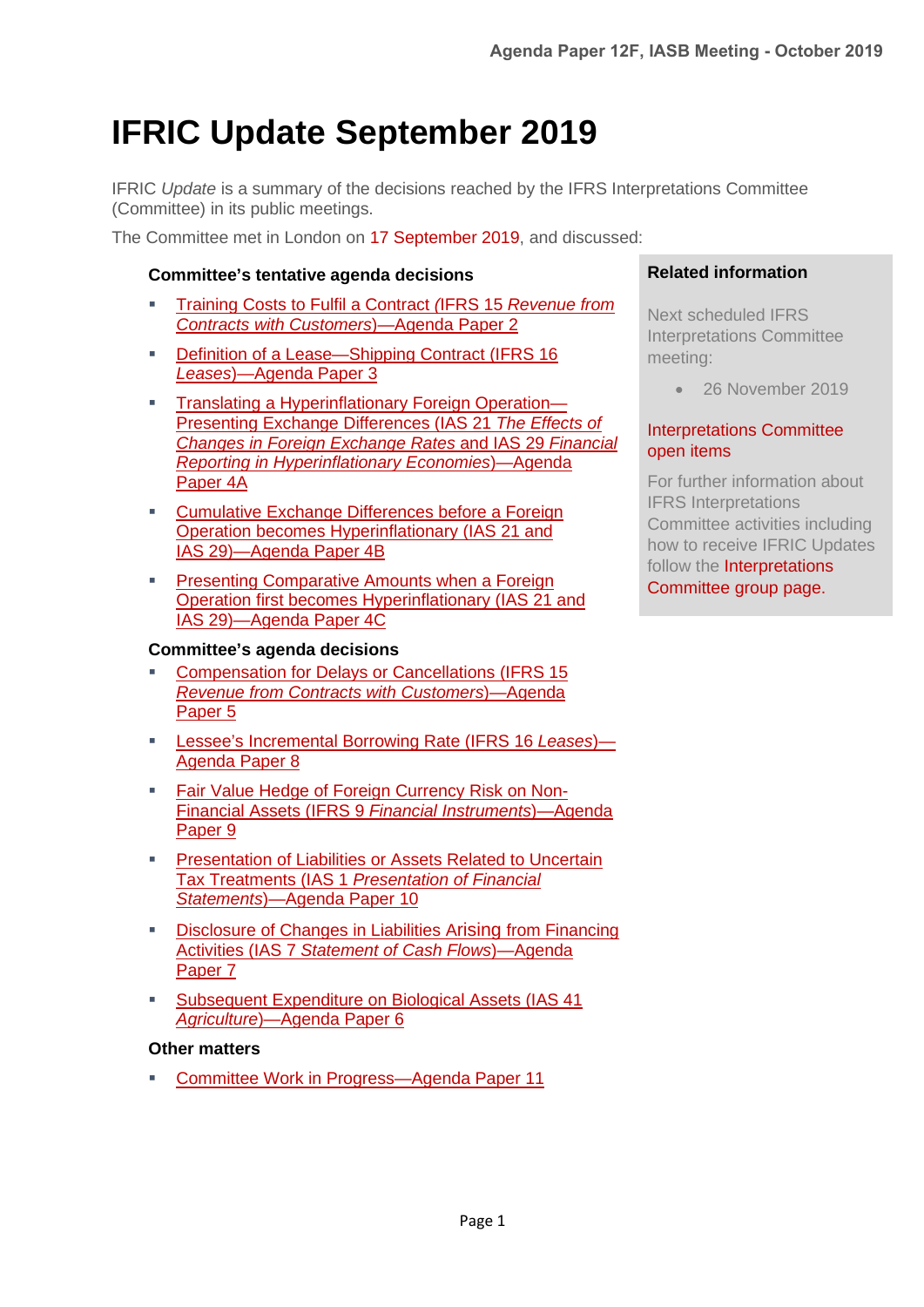# IFRIC Update September 2019

IFRIC *Update* is a summary of the decisions reached by the IFRS Interpretations Committee (Committee) in its public meetings.

The Committee met in London on 17 September 2019, and discussed:

**Committee's tentative agenda decisions**

- Training Costs to Fulfil a Contract (IFRS 15 *Revenue from Contracts with Customers*)—Agenda Paper 2
- Definition of a Lease—Shipping Contract (IFRS 16 *Leases*)—Agenda Paper 3
- Translating a Hyperinflationary Foreign Operation—Presenting Exchange Differences (IAS 21 *The Effects of Changes in Foreign Exchange Rates* and IAS 29 *Financial Reporting in Hyperinflationary Economies*)—Agenda Paper 4A
- Cumulative Exchange Differences before a Foreign Operation becomes Hyperinflationary (IAS 21 and IAS 29)—Agenda Paper 4B
- Presenting Comparative Amounts when a Foreign Operation first becomes Hyperinflationary (IAS 21 and IAS 29)—Agenda Paper 4C

**Committee's agenda decisions**

- Compensation for Delays or Cancellations (IFRS 15 *Revenue from Contracts with Customers*)—Agenda Paper 5
- Lessee's Incremental Borrowing Rate (IFRS 16 *Leases*)—Agenda Paper 8
- Fair Value Hedge of Foreign Currency Risk on Non-Financial Assets (IFRS 9 *Financial Instruments*)—Agenda Paper 9
- Presentation of Liabilities or Assets Related to Uncertain Tax Treatments (IAS 1 *Presentation of Financial Statements*)—Agenda Paper 10
- Disclosure of Changes in Liabilities Arising from Financing Activities (IAS 7 *Statement of Cash Flows*)—Agenda Paper 7
- Subsequent Expenditure on Biological Assets (IAS 41 *Agriculture*)—Agenda Paper 6

**Other matters**

- Committee Work in Progress—Agenda Paper 11

**Related information**

Next scheduled IFRS Interpretations Committee meeting:

- 26 November 2019

Interpretations Committee open items

For further information about IFRS Interpretations Committee activities including how to receive IFRIC Updates follow the Interpretations Committee group page.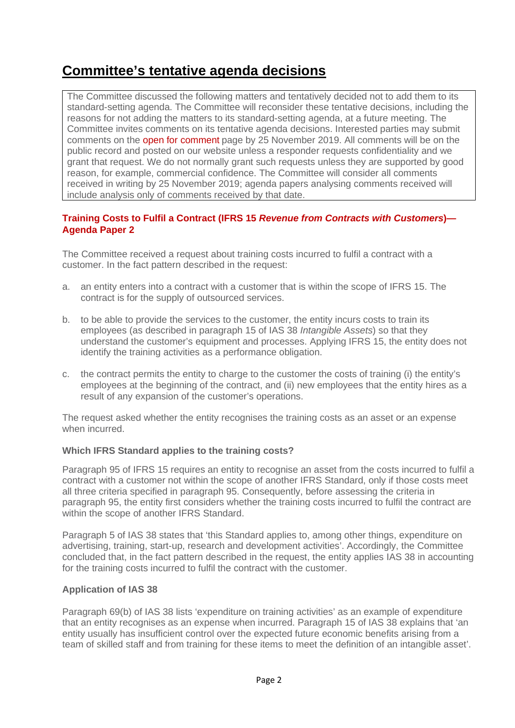# Committee's tentative agenda decisions

The Committee discussed the following matters and tentatively decided not to add them to its standard-setting agenda. The Committee will reconsider these tentative decisions, including the reasons for not adding the matters to its standard-setting agenda, at a future meeting. The Committee invites comments on its tentative agenda decisions. Interested parties may submit comments on the open for comment page by 25 November 2019. All comments will be on the public record and posted on our website unless a responder requests confidentiality and we grant that request. We do not normally grant such requests unless they are supported by good reason, for example, commercial confidence. The Committee will consider all comments received in writing by 25 November 2019; agenda papers analysing comments received will include analysis only of comments received by that date.

### Training Costs to Fulfil a Contract (IFRS 15 *Revenue from Contracts with Customers*)—Agenda Paper 2

The Committee received a request about training costs incurred to fulfil a contract with a customer. In the fact pattern described in the request:

a. an entity enters into a contract with a customer that is within the scope of IFRS 15. The contract is for the supply of outsourced services.

b. to be able to provide the services to the customer, the entity incurs costs to train its employees (as described in paragraph 15 of IAS 38 *Intangible Assets*) so that they understand the customer's equipment and processes. Applying IFRS 15, the entity does not identify the training activities as a performance obligation.

c. the contract permits the entity to charge to the customer the costs of training (i) the entity's employees at the beginning of the contract, and (ii) new employees that the entity hires as a result of any expansion of the customer's operations.

The request asked whether the entity recognises the training costs as an asset or an expense when incurred.

#### Which IFRS Standard applies to the training costs?

Paragraph 95 of IFRS 15 requires an entity to recognise an asset from the costs incurred to fulfil a contract with a customer not within the scope of another IFRS Standard, only if those costs meet all three criteria specified in paragraph 95. Consequently, before assessing the criteria in paragraph 95, the entity first considers whether the training costs incurred to fulfil the contract are within the scope of another IFRS Standard.

Paragraph 5 of IAS 38 states that 'this Standard applies to, among other things, expenditure on advertising, training, start-up, research and development activities'. Accordingly, the Committee concluded that, in the fact pattern described in the request, the entity applies IAS 38 in accounting for the training costs incurred to fulfil the contract with the customer.

#### Application of IAS 38

Paragraph 69(b) of IAS 38 lists 'expenditure on training activities' as an example of expenditure that an entity recognises as an expense when incurred. Paragraph 15 of IAS 38 explains that 'an entity usually has insufficient control over the expected future economic benefits arising from a team of skilled staff and from training for these items to meet the definition of an intangible asset'.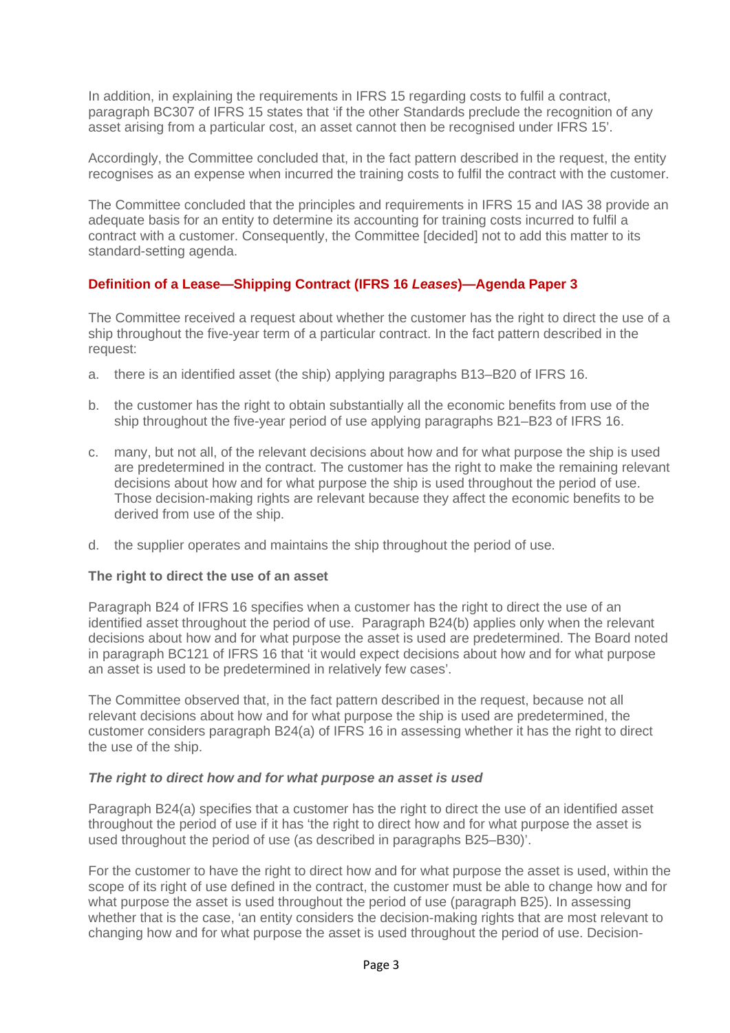In addition, in explaining the requirements in IFRS 15 regarding costs to fulfil a contract, paragraph BC307 of IFRS 15 states that 'if the other Standards preclude the recognition of any asset arising from a particular cost, an asset cannot then be recognised under IFRS 15'.

Accordingly, the Committee concluded that, in the fact pattern described in the request, the entity recognises as an expense when incurred the training costs to fulfil the contract with the customer.

The Committee concluded that the principles and requirements in IFRS 15 and IAS 38 provide an adequate basis for an entity to determine its accounting for training costs incurred to fulfil a contract with a customer. Consequently, the Committee [decided] not to add this matter to its standard-setting agenda.

## Definition of a Lease—Shipping Contract (IFRS 16 *Leases*)—Agenda Paper 3

The Committee received a request about whether the customer has the right to direct the use of a ship throughout the five-year term of a particular contract. In the fact pattern described in the request:

a. there is an identified asset (the ship) applying paragraphs B13–B20 of IFRS 16.

b. the customer has the right to obtain substantially all the economic benefits from use of the ship throughout the five-year period of use applying paragraphs B21–B23 of IFRS 16.

c. many, but not all, of the relevant decisions about how and for what purpose the ship is used are predetermined in the contract. The customer has the right to make the remaining relevant decisions about how and for what purpose the ship is used throughout the period of use. Those decision-making rights are relevant because they affect the economic benefits to be derived from use of the ship.

d. the supplier operates and maintains the ship throughout the period of use.

### The right to direct the use of an asset

Paragraph B24 of IFRS 16 specifies when a customer has the right to direct the use of an identified asset throughout the period of use. Paragraph B24(b) applies only when the relevant decisions about how and for what purpose the asset is used are predetermined. The Board noted in paragraph BC121 of IFRS 16 that 'it would expect decisions about how and for what purpose an asset is used to be predetermined in relatively few cases'.

The Committee observed that, in the fact pattern described in the request, because not all relevant decisions about how and for what purpose the ship is used are predetermined, the customer considers paragraph B24(a) of IFRS 16 in assessing whether it has the right to direct the use of the ship.

#### *The right to direct how and for what purpose an asset is used*

Paragraph B24(a) specifies that a customer has the right to direct the use of an identified asset throughout the period of use if it has 'the right to direct how and for what purpose the asset is used throughout the period of use (as described in paragraphs B25–B30)'.

For the customer to have the right to direct how and for what purpose the asset is used, within the scope of its right of use defined in the contract, the customer must be able to change how and for what purpose the asset is used throughout the period of use (paragraph B25). In assessing whether that is the case, 'an entity considers the decision-making rights that are most relevant to changing how and for what purpose the asset is used throughout the period of use. Decision-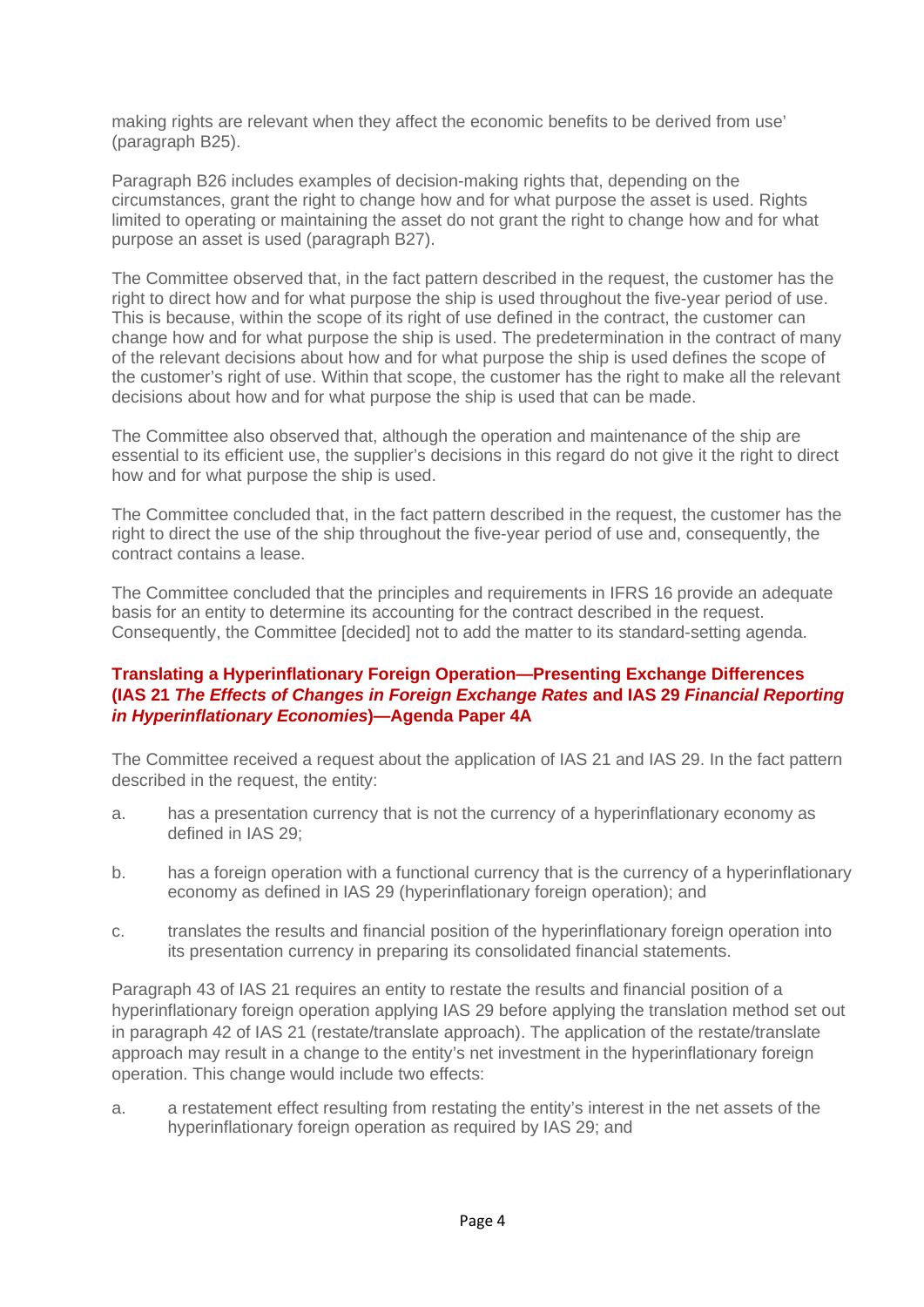making rights are relevant when they affect the economic benefits to be derived from use' (paragraph B25).

Paragraph B26 includes examples of decision-making rights that, depending on the circumstances, grant the right to change how and for what purpose the asset is used. Rights limited to operating or maintaining the asset do not grant the right to change how and for what purpose an asset is used (paragraph B27).

The Committee observed that, in the fact pattern described in the request, the customer has the right to direct how and for what purpose the ship is used throughout the five-year period of use. This is because, within the scope of its right of use defined in the contract, the customer can change how and for what purpose the ship is used. The predetermination in the contract of many of the relevant decisions about how and for what purpose the ship is used defines the scope of the customer's right of use. Within that scope, the customer has the right to make all the relevant decisions about how and for what purpose the ship is used that can be made.

The Committee also observed that, although the operation and maintenance of the ship are essential to its efficient use, the supplier's decisions in this regard do not give it the right to direct how and for what purpose the ship is used.

The Committee concluded that, in the fact pattern described in the request, the customer has the right to direct the use of the ship throughout the five-year period of use and, consequently, the contract contains a lease.

The Committee concluded that the principles and requirements in IFRS 16 provide an adequate basis for an entity to determine its accounting for the contract described in the request. Consequently, the Committee [decided] not to add the matter to its standard-setting agenda.

### Translating a Hyperinflationary Foreign Operation—Presenting Exchange Differences (IAS 21 *The Effects of Changes in Foreign Exchange Rates* and IAS 29 *Financial Reporting in Hyperinflationary Economies*)—Agenda Paper 4A

The Committee received a request about the application of IAS 21 and IAS 29. In the fact pattern described in the request, the entity:

a. has a presentation currency that is not the currency of a hyperinflationary economy as defined in IAS 29;

b. has a foreign operation with a functional currency that is the currency of a hyperinflationary economy as defined in IAS 29 (hyperinflationary foreign operation); and

c. translates the results and financial position of the hyperinflationary foreign operation into its presentation currency in preparing its consolidated financial statements.

Paragraph 43 of IAS 21 requires an entity to restate the results and financial position of a hyperinflationary foreign operation applying IAS 29 before applying the translation method set out in paragraph 42 of IAS 21 (restate/translate approach). The application of the restate/translate approach may result in a change to the entity's net investment in the hyperinflationary foreign operation. This change would include two effects:

a. a restatement effect resulting from restating the entity's interest in the net assets of the hyperinflationary foreign operation as required by IAS 29; and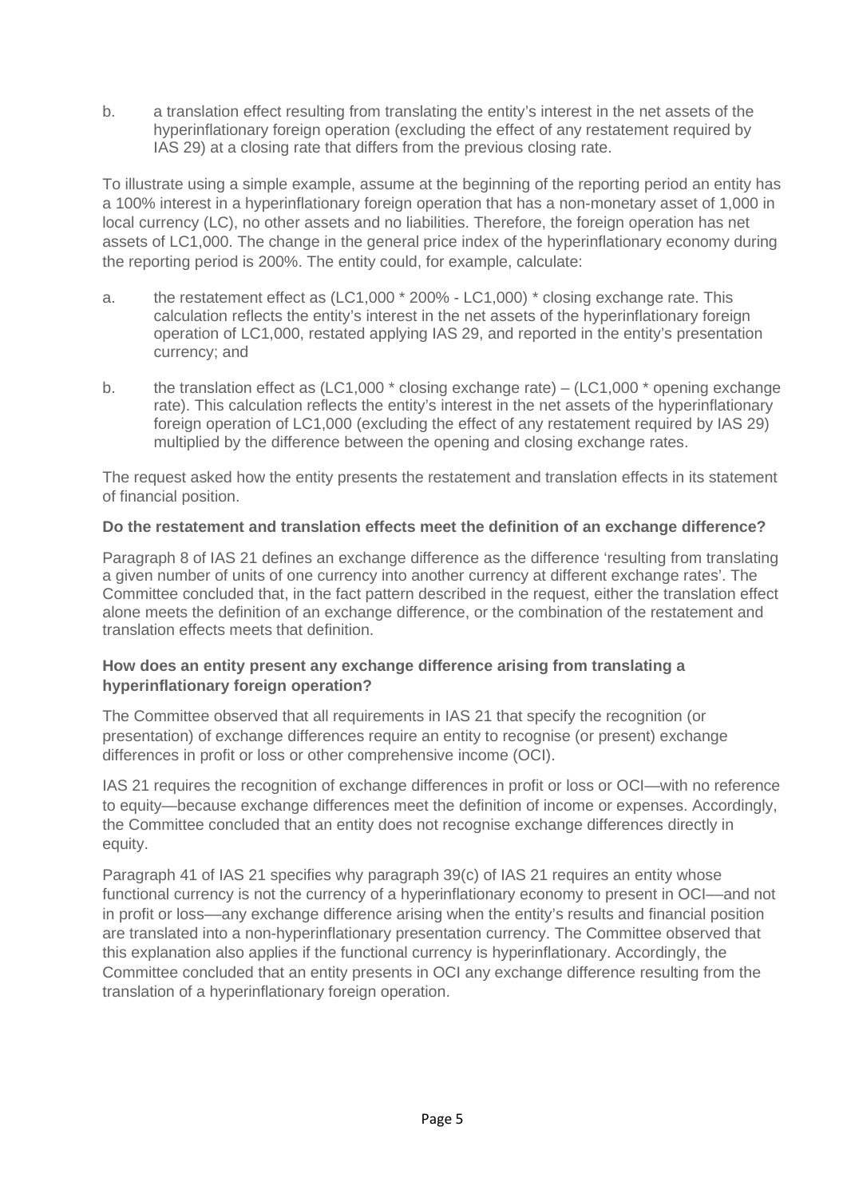b. a translation effect resulting from translating the entity's interest in the net assets of the hyperinflationary foreign operation (excluding the effect of any restatement required by IAS 29) at a closing rate that differs from the previous closing rate.

To illustrate using a simple example, assume at the beginning of the reporting period an entity has a 100% interest in a hyperinflationary foreign operation that has a non-monetary asset of 1,000 in local currency (LC), no other assets and no liabilities. Therefore, the foreign operation has net assets of LC1,000. The change in the general price index of the hyperinflationary economy during the reporting period is 200%. The entity could, for example, calculate:

a. the restatement effect as (LC1,000 * 200% - LC1,000) * closing exchange rate. This calculation reflects the entity's interest in the net assets of the hyperinflationary foreign operation of LC1,000, restated applying IAS 29, and reported in the entity's presentation currency; and

b. the translation effect as (LC1,000 * closing exchange rate) – (LC1,000 * opening exchange rate). This calculation reflects the entity's interest in the net assets of the hyperinflationary foreign operation of LC1,000 (excluding the effect of any restatement required by IAS 29) multiplied by the difference between the opening and closing exchange rates.

The request asked how the entity presents the restatement and translation effects in its statement of financial position.

**Do the restatement and translation effects meet the definition of an exchange difference?**

Paragraph 8 of IAS 21 defines an exchange difference as the difference 'resulting from translating a given number of units of one currency into another currency at different exchange rates'. The Committee concluded that, in the fact pattern described in the request, either the translation effect alone meets the definition of an exchange difference, or the combination of the restatement and translation effects meets that definition.

**How does an entity present any exchange difference arising from translating a hyperinflationary foreign operation?**

The Committee observed that all requirements in IAS 21 that specify the recognition (or presentation) of exchange differences require an entity to recognise (or present) exchange differences in profit or loss or other comprehensive income (OCI).

IAS 21 requires the recognition of exchange differences in profit or loss or OCI—with no reference to equity—because exchange differences meet the definition of income or expenses. Accordingly, the Committee concluded that an entity does not recognise exchange differences directly in equity.

Paragraph 41 of IAS 21 specifies why paragraph 39(c) of IAS 21 requires an entity whose functional currency is not the currency of a hyperinflationary economy to present in OCI—and not in profit or loss—any exchange difference arising when the entity's results and financial position are translated into a non-hyperinflationary presentation currency. The Committee observed that this explanation also applies if the functional currency is hyperinflationary. Accordingly, the Committee concluded that an entity presents in OCI any exchange difference resulting from the translation of a hyperinflationary foreign operation.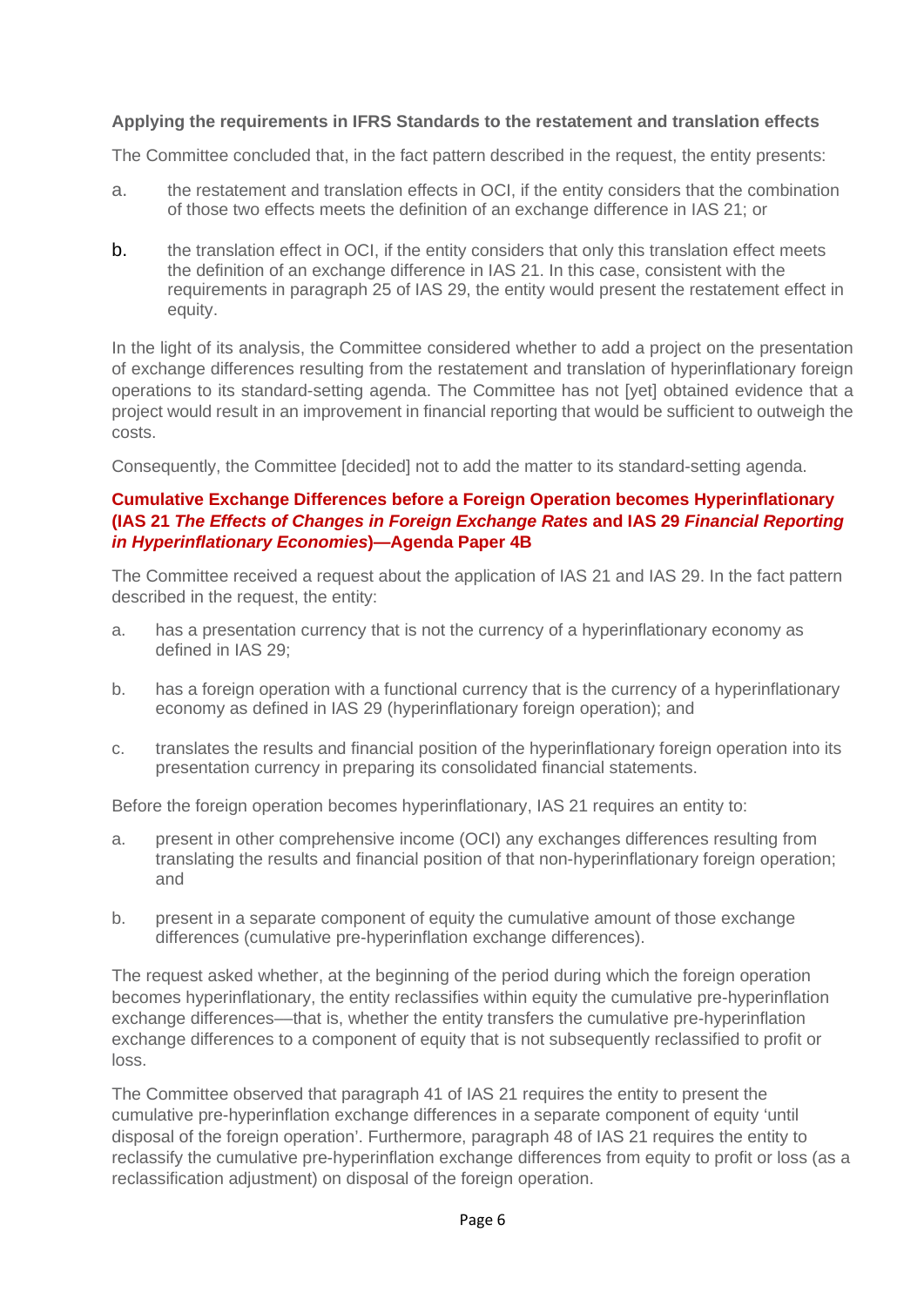**Applying the requirements in IFRS Standards to the restatement and translation effects**

The Committee concluded that, in the fact pattern described in the request, the entity presents:

a. the restatement and translation effects in OCI, if the entity considers that the combination of those two effects meets the definition of an exchange difference in IAS 21; or

b. the translation effect in OCI, if the entity considers that only this translation effect meets the definition of an exchange difference in IAS 21. In this case, consistent with the requirements in paragraph 25 of IAS 29, the entity would present the restatement effect in equity.

In the light of its analysis, the Committee considered whether to add a project on the presentation of exchange differences resulting from the restatement and translation of hyperinflationary foreign operations to its standard-setting agenda. The Committee has not [yet] obtained evidence that a project would result in an improvement in financial reporting that would be sufficient to outweigh the costs.

Consequently, the Committee [decided] not to add the matter to its standard-setting agenda.

### Cumulative Exchange Differences before a Foreign Operation becomes Hyperinflationary (IAS 21 *The Effects of Changes in Foreign Exchange Rates* and IAS 29 *Financial Reporting in Hyperinflationary Economies*)—Agenda Paper 4B

The Committee received a request about the application of IAS 21 and IAS 29. In the fact pattern described in the request, the entity:

a. has a presentation currency that is not the currency of a hyperinflationary economy as defined in IAS 29;

b. has a foreign operation with a functional currency that is the currency of a hyperinflationary economy as defined in IAS 29 (hyperinflationary foreign operation); and

c. translates the results and financial position of the hyperinflationary foreign operation into its presentation currency in preparing its consolidated financial statements.

Before the foreign operation becomes hyperinflationary, IAS 21 requires an entity to:

a. present in other comprehensive income (OCI) any exchanges differences resulting from translating the results and financial position of that non-hyperinflationary foreign operation; and

b. present in a separate component of equity the cumulative amount of those exchange differences (cumulative pre-hyperinflation exchange differences).

The request asked whether, at the beginning of the period during which the foreign operation becomes hyperinflationary, the entity reclassifies within equity the cumulative pre-hyperinflation exchange differences—that is, whether the entity transfers the cumulative pre-hyperinflation exchange differences to a component of equity that is not subsequently reclassified to profit or loss.

The Committee observed that paragraph 41 of IAS 21 requires the entity to present the cumulative pre-hyperinflation exchange differences in a separate component of equity 'until disposal of the foreign operation'. Furthermore, paragraph 48 of IAS 21 requires the entity to reclassify the cumulative pre-hyperinflation exchange differences from equity to profit or loss (as a reclassification adjustment) on disposal of the foreign operation.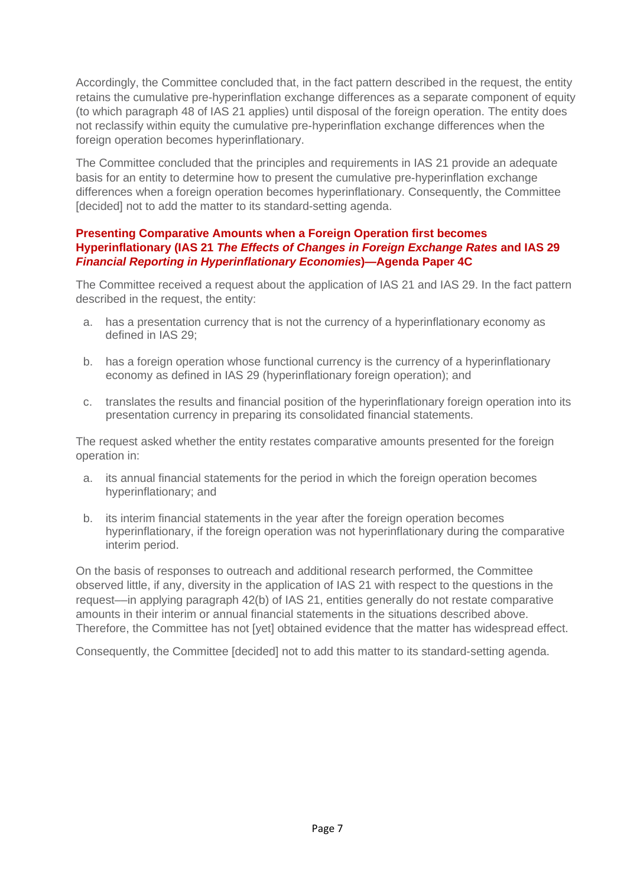Accordingly, the Committee concluded that, in the fact pattern described in the request, the entity retains the cumulative pre-hyperinflation exchange differences as a separate component of equity (to which paragraph 48 of IAS 21 applies) until disposal of the foreign operation. The entity does not reclassify within equity the cumulative pre-hyperinflation exchange differences when the foreign operation becomes hyperinflationary.

The Committee concluded that the principles and requirements in IAS 21 provide an adequate basis for an entity to determine how to present the cumulative pre-hyperinflation exchange differences when a foreign operation becomes hyperinflationary. Consequently, the Committee [decided] not to add the matter to its standard-setting agenda.

### Presenting Comparative Amounts when a Foreign Operation first becomes Hyperinflationary (IAS 21 *The Effects of Changes in Foreign Exchange Rates* and IAS 29 *Financial Reporting in Hyperinflationary Economies*)—Agenda Paper 4C

The Committee received a request about the application of IAS 21 and IAS 29. In the fact pattern described in the request, the entity:

a. has a presentation currency that is not the currency of a hyperinflationary economy as defined in IAS 29;

b. has a foreign operation whose functional currency is the currency of a hyperinflationary economy as defined in IAS 29 (hyperinflationary foreign operation); and

c. translates the results and financial position of the hyperinflationary foreign operation into its presentation currency in preparing its consolidated financial statements.

The request asked whether the entity restates comparative amounts presented for the foreign operation in:

a. its annual financial statements for the period in which the foreign operation becomes hyperinflationary; and

b. its interim financial statements in the year after the foreign operation becomes hyperinflationary, if the foreign operation was not hyperinflationary during the comparative interim period.

On the basis of responses to outreach and additional research performed, the Committee observed little, if any, diversity in the application of IAS 21 with respect to the questions in the request—in applying paragraph 42(b) of IAS 21, entities generally do not restate comparative amounts in their interim or annual financial statements in the situations described above. Therefore, the Committee has not [yet] obtained evidence that the matter has widespread effect.

Consequently, the Committee [decided] not to add this matter to its standard-setting agenda.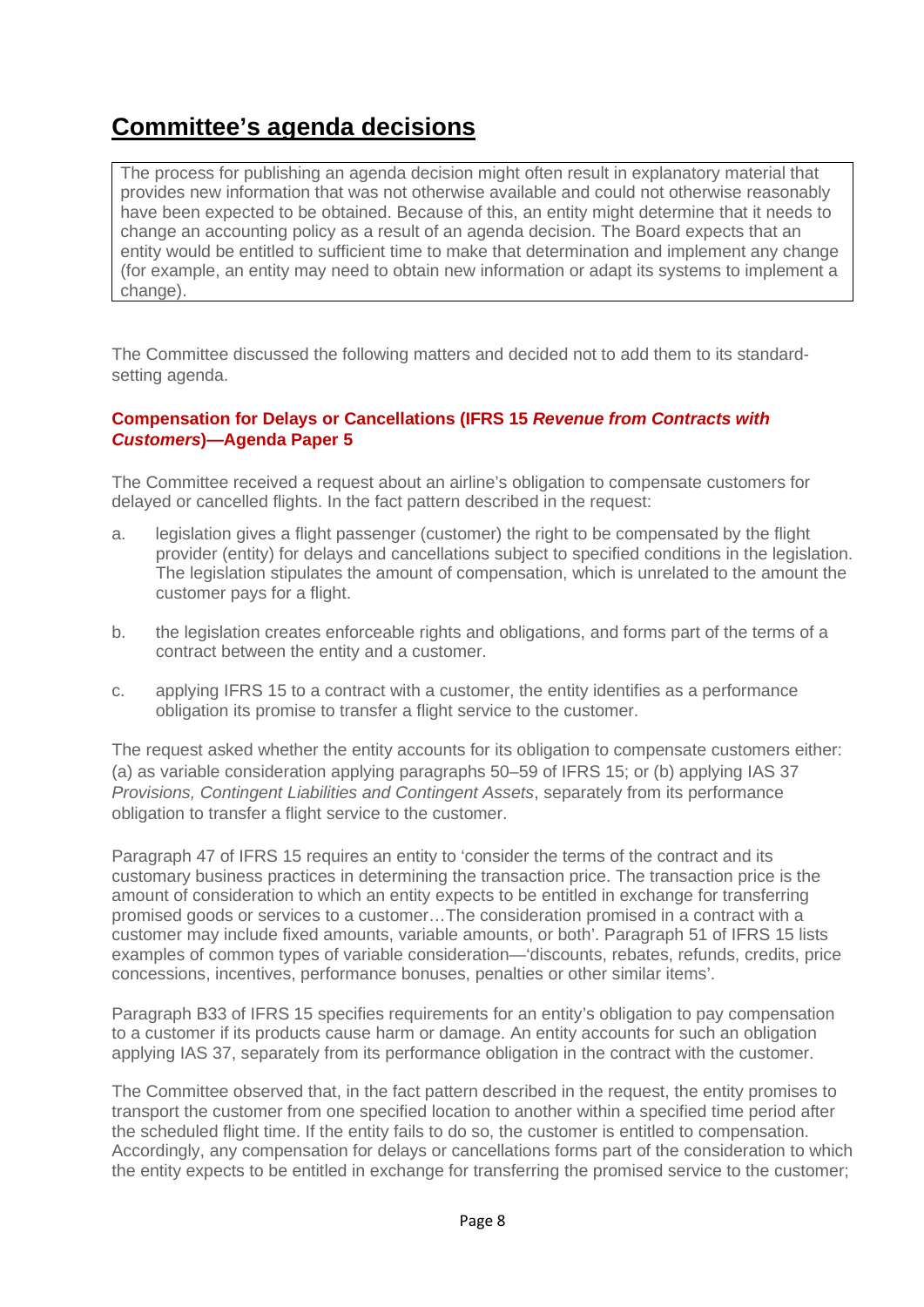# Committee's agenda decisions

> The process for publishing an agenda decision might often result in explanatory material that provides new information that was not otherwise available and could not otherwise reasonably have been expected to be obtained. Because of this, an entity might determine that it needs to change an accounting policy as a result of an agenda decision. The Board expects that an entity would be entitled to sufficient time to make that determination and implement any change (for example, an entity may need to obtain new information or adapt its systems to implement a change).

The Committee discussed the following matters and decided not to add them to its standard-setting agenda.

### Compensation for Delays or Cancellations (IFRS 15 *Revenue from Contracts with Customers*)—Agenda Paper 5

The Committee received a request about an airline's obligation to compensate customers for delayed or cancelled flights. In the fact pattern described in the request:

a. legislation gives a flight passenger (customer) the right to be compensated by the flight provider (entity) for delays and cancellations subject to specified conditions in the legislation. The legislation stipulates the amount of compensation, which is unrelated to the amount the customer pays for a flight.

b. the legislation creates enforceable rights and obligations, and forms part of the terms of a contract between the entity and a customer.

c. applying IFRS 15 to a contract with a customer, the entity identifies as a performance obligation its promise to transfer a flight service to the customer.

The request asked whether the entity accounts for its obligation to compensate customers either: (a) as variable consideration applying paragraphs 50–59 of IFRS 15; or (b) applying IAS 37 *Provisions, Contingent Liabilities and Contingent Assets*, separately from its performance obligation to transfer a flight service to the customer.

Paragraph 47 of IFRS 15 requires an entity to 'consider the terms of the contract and its customary business practices in determining the transaction price. The transaction price is the amount of consideration to which an entity expects to be entitled in exchange for transferring promised goods or services to a customer…The consideration promised in a contract with a customer may include fixed amounts, variable amounts, or both'. Paragraph 51 of IFRS 15 lists examples of common types of variable consideration—'discounts, rebates, refunds, credits, price concessions, incentives, performance bonuses, penalties or other similar items'.

Paragraph B33 of IFRS 15 specifies requirements for an entity's obligation to pay compensation to a customer if its products cause harm or damage. An entity accounts for such an obligation applying IAS 37, separately from its performance obligation in the contract with the customer.

The Committee observed that, in the fact pattern described in the request, the entity promises to transport the customer from one specified location to another within a specified time period after the scheduled flight time. If the entity fails to do so, the customer is entitled to compensation. Accordingly, any compensation for delays or cancellations forms part of the consideration to which the entity expects to be entitled in exchange for transferring the promised service to the customer;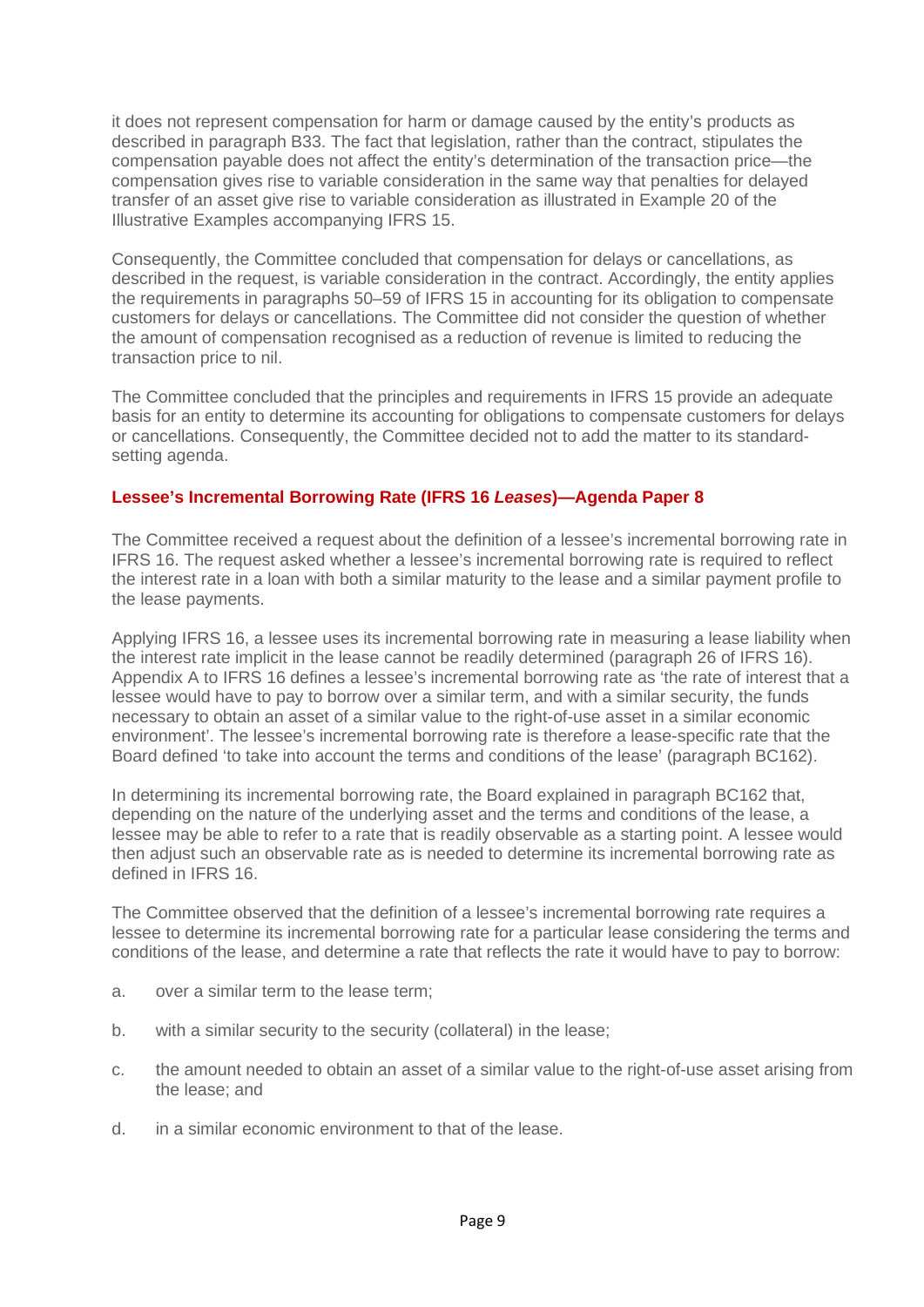it does not represent compensation for harm or damage caused by the entity's products as described in paragraph B33. The fact that legislation, rather than the contract, stipulates the compensation payable does not affect the entity's determination of the transaction price—the compensation gives rise to variable consideration in the same way that penalties for delayed transfer of an asset give rise to variable consideration as illustrated in Example 20 of the Illustrative Examples accompanying IFRS 15.

Consequently, the Committee concluded that compensation for delays or cancellations, as described in the request, is variable consideration in the contract. Accordingly, the entity applies the requirements in paragraphs 50–59 of IFRS 15 in accounting for its obligation to compensate customers for delays or cancellations. The Committee did not consider the question of whether the amount of compensation recognised as a reduction of revenue is limited to reducing the transaction price to nil.

The Committee concluded that the principles and requirements in IFRS 15 provide an adequate basis for an entity to determine its accounting for obligations to compensate customers for delays or cancellations. Consequently, the Committee decided not to add the matter to its standard-setting agenda.

### Lessee's Incremental Borrowing Rate (IFRS 16 *Leases*)—Agenda Paper 8

The Committee received a request about the definition of a lessee's incremental borrowing rate in IFRS 16. The request asked whether a lessee's incremental borrowing rate is required to reflect the interest rate in a loan with both a similar maturity to the lease and a similar payment profile to the lease payments.

Applying IFRS 16, a lessee uses its incremental borrowing rate in measuring a lease liability when the interest rate implicit in the lease cannot be readily determined (paragraph 26 of IFRS 16). Appendix A to IFRS 16 defines a lessee's incremental borrowing rate as 'the rate of interest that a lessee would have to pay to borrow over a similar term, and with a similar security, the funds necessary to obtain an asset of a similar value to the right-of-use asset in a similar economic environment'. The lessee's incremental borrowing rate is therefore a lease-specific rate that the Board defined 'to take into account the terms and conditions of the lease' (paragraph BC162).

In determining its incremental borrowing rate, the Board explained in paragraph BC162 that, depending on the nature of the underlying asset and the terms and conditions of the lease, a lessee may be able to refer to a rate that is readily observable as a starting point. A lessee would then adjust such an observable rate as is needed to determine its incremental borrowing rate as defined in IFRS 16.

The Committee observed that the definition of a lessee's incremental borrowing rate requires a lessee to determine its incremental borrowing rate for a particular lease considering the terms and conditions of the lease, and determine a rate that reflects the rate it would have to pay to borrow:

a. over a similar term to the lease term;

b. with a similar security to the security (collateral) in the lease;

c. the amount needed to obtain an asset of a similar value to the right-of-use asset arising from the lease; and

d. in a similar economic environment to that of the lease.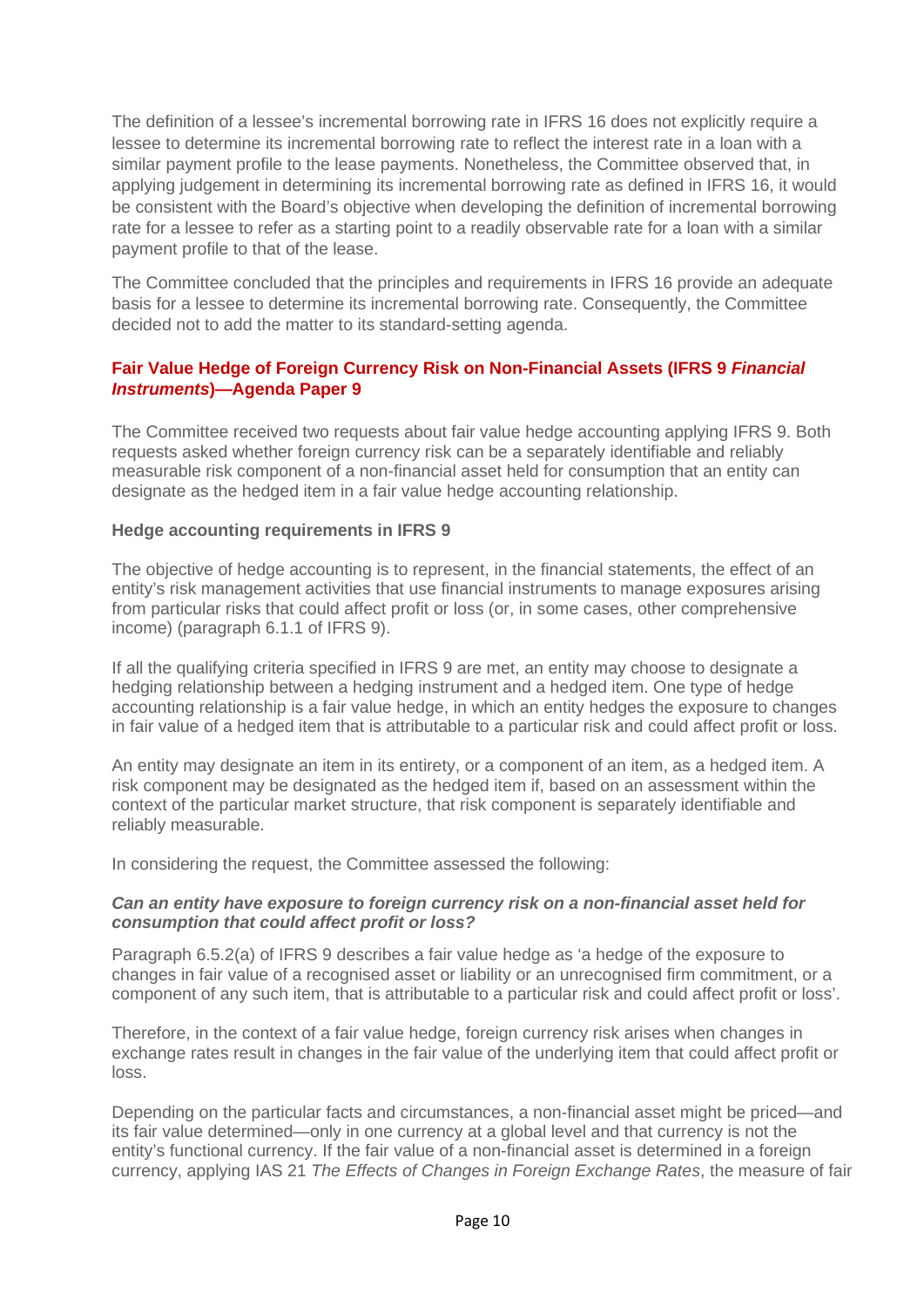The definition of a lessee's incremental borrowing rate in IFRS 16 does not explicitly require a lessee to determine its incremental borrowing rate to reflect the interest rate in a loan with a similar payment profile to the lease payments. Nonetheless, the Committee observed that, in applying judgement in determining its incremental borrowing rate as defined in IFRS 16, it would be consistent with the Board's objective when developing the definition of incremental borrowing rate for a lessee to refer as a starting point to a readily observable rate for a loan with a similar payment profile to that of the lease.

The Committee concluded that the principles and requirements in IFRS 16 provide an adequate basis for a lessee to determine its incremental borrowing rate. Consequently, the Committee decided not to add the matter to its standard-setting agenda.

### Fair Value Hedge of Foreign Currency Risk on Non-Financial Assets (IFRS 9 *Financial Instruments*)—Agenda Paper 9

The Committee received two requests about fair value hedge accounting applying IFRS 9. Both requests asked whether foreign currency risk can be a separately identifiable and reliably measurable risk component of a non-financial asset held for consumption that an entity can designate as the hedged item in a fair value hedge accounting relationship.

#### Hedge accounting requirements in IFRS 9

The objective of hedge accounting is to represent, in the financial statements, the effect of an entity's risk management activities that use financial instruments to manage exposures arising from particular risks that could affect profit or loss (or, in some cases, other comprehensive income) (paragraph 6.1.1 of IFRS 9).

If all the qualifying criteria specified in IFRS 9 are met, an entity may choose to designate a hedging relationship between a hedging instrument and a hedged item. One type of hedge accounting relationship is a fair value hedge, in which an entity hedges the exposure to changes in fair value of a hedged item that is attributable to a particular risk and could affect profit or loss.

An entity may designate an item in its entirety, or a component of an item, as a hedged item. A risk component may be designated as the hedged item if, based on an assessment within the context of the particular market structure, that risk component is separately identifiable and reliably measurable.

In considering the request, the Committee assessed the following:

***Can an entity have exposure to foreign currency risk on a non-financial asset held for consumption that could affect profit or loss?***

Paragraph 6.5.2(a) of IFRS 9 describes a fair value hedge as 'a hedge of the exposure to changes in fair value of a recognised asset or liability or an unrecognised firm commitment, or a component of any such item, that is attributable to a particular risk and could affect profit or loss'.

Therefore, in the context of a fair value hedge, foreign currency risk arises when changes in exchange rates result in changes in the fair value of the underlying item that could affect profit or loss.

Depending on the particular facts and circumstances, a non-financial asset might be priced—and its fair value determined—only in one currency at a global level and that currency is not the entity's functional currency. If the fair value of a non-financial asset is determined in a foreign currency, applying IAS 21 *The Effects of Changes in Foreign Exchange Rates*, the measure of fair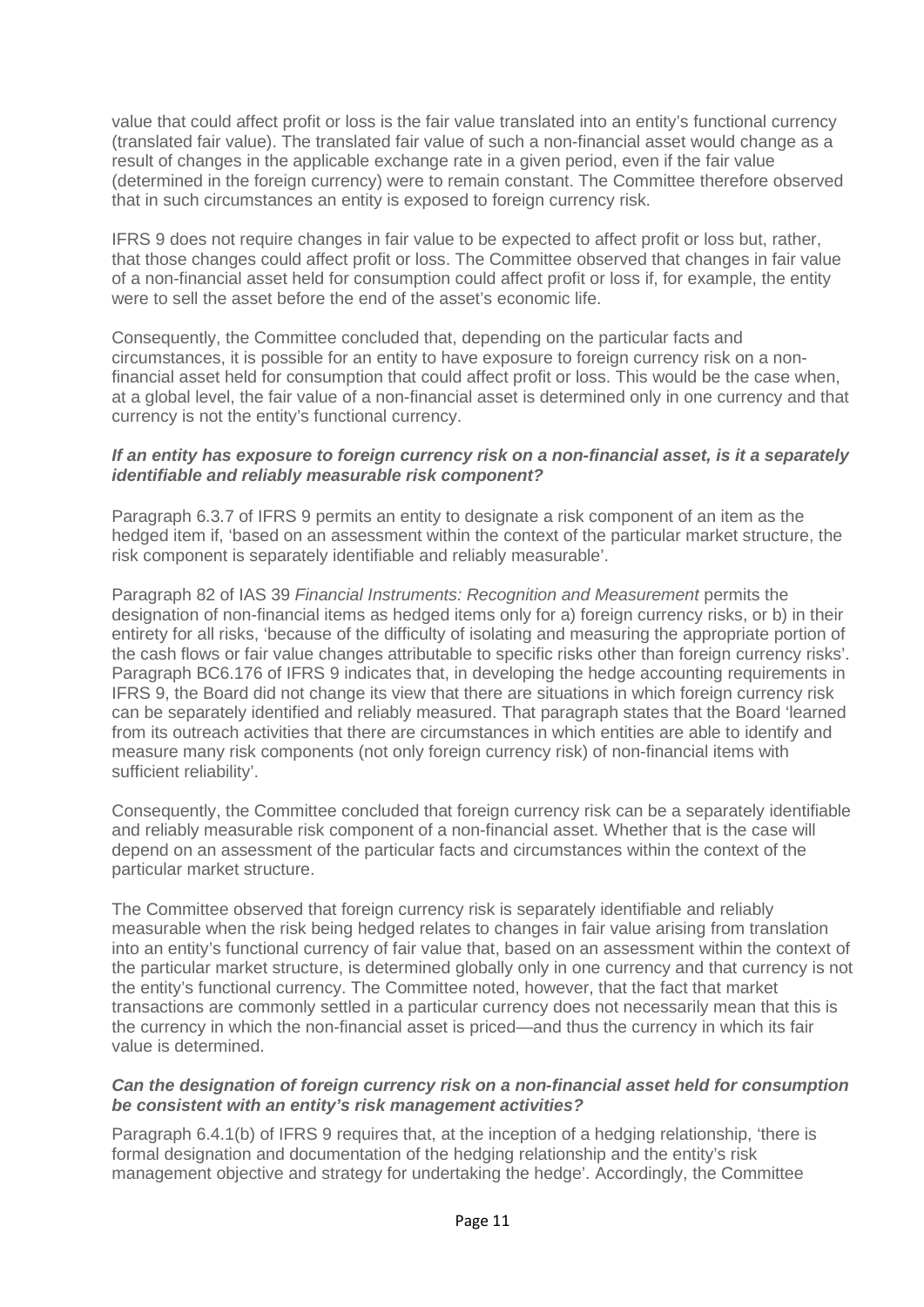value that could affect profit or loss is the fair value translated into an entity's functional currency (translated fair value). The translated fair value of such a non-financial asset would change as a result of changes in the applicable exchange rate in a given period, even if the fair value (determined in the foreign currency) were to remain constant. The Committee therefore observed that in such circumstances an entity is exposed to foreign currency risk.

IFRS 9 does not require changes in fair value to be expected to affect profit or loss but, rather, that those changes could affect profit or loss. The Committee observed that changes in fair value of a non-financial asset held for consumption could affect profit or loss if, for example, the entity were to sell the asset before the end of the asset's economic life.

Consequently, the Committee concluded that, depending on the particular facts and circumstances, it is possible for an entity to have exposure to foreign currency risk on a non-financial asset held for consumption that could affect profit or loss. This would be the case when, at a global level, the fair value of a non-financial asset is determined only in one currency and that currency is not the entity's functional currency.

***If an entity has exposure to foreign currency risk on a non-financial asset, is it a separately identifiable and reliably measurable risk component?***

Paragraph 6.3.7 of IFRS 9 permits an entity to designate a risk component of an item as the hedged item if, 'based on an assessment within the context of the particular market structure, the risk component is separately identifiable and reliably measurable'.

Paragraph 82 of IAS 39 *Financial Instruments: Recognition and Measurement* permits the designation of non-financial items as hedged items only for a) foreign currency risks, or b) in their entirety for all risks, 'because of the difficulty of isolating and measuring the appropriate portion of the cash flows or fair value changes attributable to specific risks other than foreign currency risks'. Paragraph BC6.176 of IFRS 9 indicates that, in developing the hedge accounting requirements in IFRS 9, the Board did not change its view that there are situations in which foreign currency risk can be separately identified and reliably measured. That paragraph states that the Board 'learned from its outreach activities that there are circumstances in which entities are able to identify and measure many risk components (not only foreign currency risk) of non-financial items with sufficient reliability'.

Consequently, the Committee concluded that foreign currency risk can be a separately identifiable and reliably measurable risk component of a non-financial asset. Whether that is the case will depend on an assessment of the particular facts and circumstances within the context of the particular market structure.

The Committee observed that foreign currency risk is separately identifiable and reliably measurable when the risk being hedged relates to changes in fair value arising from translation into an entity's functional currency of fair value that, based on an assessment within the context of the particular market structure, is determined globally only in one currency and that currency is not the entity's functional currency. The Committee noted, however, that the fact that market transactions are commonly settled in a particular currency does not necessarily mean that this is the currency in which the non-financial asset is priced—and thus the currency in which its fair value is determined.

***Can the designation of foreign currency risk on a non-financial asset held for consumption be consistent with an entity's risk management activities?***

Paragraph 6.4.1(b) of IFRS 9 requires that, at the inception of a hedging relationship, 'there is formal designation and documentation of the hedging relationship and the entity's risk management objective and strategy for undertaking the hedge'. Accordingly, the Committee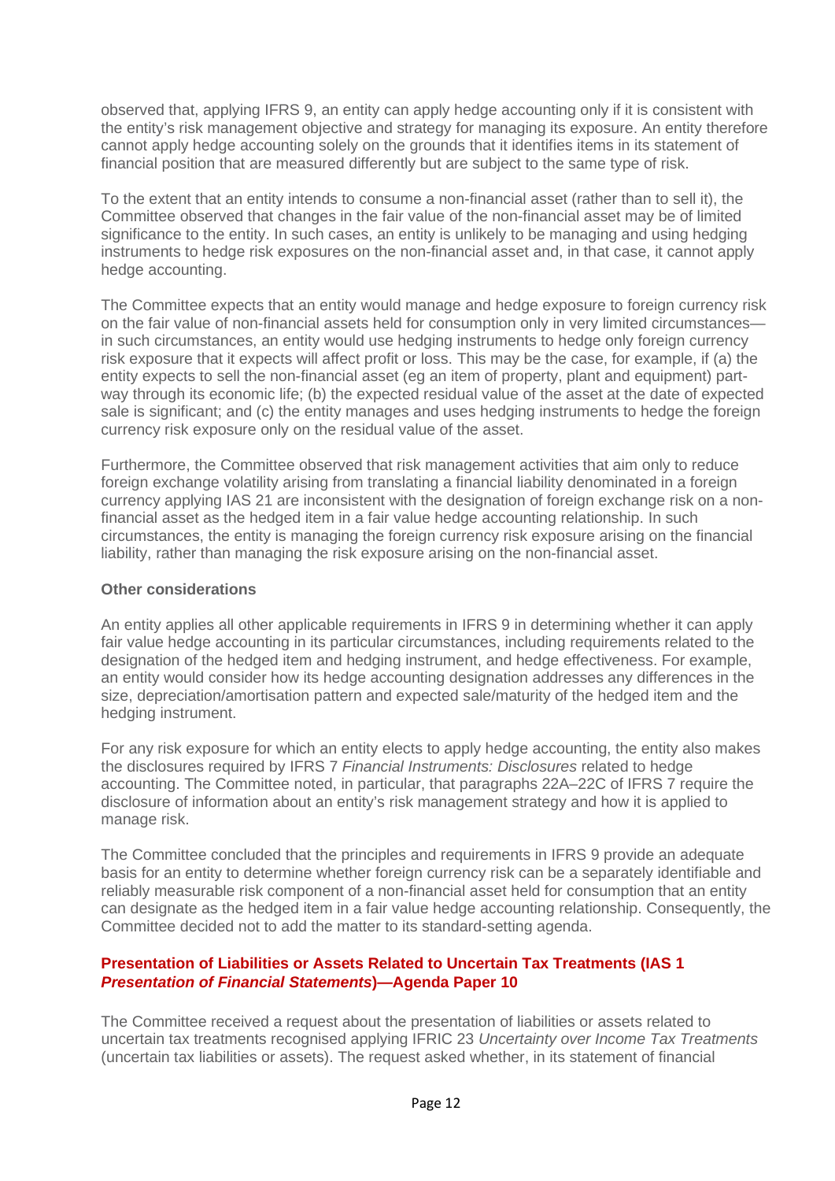observed that, applying IFRS 9, an entity can apply hedge accounting only if it is consistent with the entity's risk management objective and strategy for managing its exposure. An entity therefore cannot apply hedge accounting solely on the grounds that it identifies items in its statement of financial position that are measured differently but are subject to the same type of risk.

To the extent that an entity intends to consume a non-financial asset (rather than to sell it), the Committee observed that changes in the fair value of the non-financial asset may be of limited significance to the entity. In such cases, an entity is unlikely to be managing and using hedging instruments to hedge risk exposures on the non-financial asset and, in that case, it cannot apply hedge accounting.

The Committee expects that an entity would manage and hedge exposure to foreign currency risk on the fair value of non-financial assets held for consumption only in very limited circumstances—in such circumstances, an entity would use hedging instruments to hedge only foreign currency risk exposure that it expects will affect profit or loss. This may be the case, for example, if (a) the entity expects to sell the non-financial asset (eg an item of property, plant and equipment) part-way through its economic life; (b) the expected residual value of the asset at the date of expected sale is significant; and (c) the entity manages and uses hedging instruments to hedge the foreign currency risk exposure only on the residual value of the asset.

Furthermore, the Committee observed that risk management activities that aim only to reduce foreign exchange volatility arising from translating a financial liability denominated in a foreign currency applying IAS 21 are inconsistent with the designation of foreign exchange risk on a non-financial asset as the hedged item in a fair value hedge accounting relationship. In such circumstances, the entity is managing the foreign currency risk exposure arising on the financial liability, rather than managing the risk exposure arising on the non-financial asset.

**Other considerations**

An entity applies all other applicable requirements in IFRS 9 in determining whether it can apply fair value hedge accounting in its particular circumstances, including requirements related to the designation of the hedged item and hedging instrument, and hedge effectiveness. For example, an entity would consider how its hedge accounting designation addresses any differences in the size, depreciation/amortisation pattern and expected sale/maturity of the hedged item and the hedging instrument.

For any risk exposure for which an entity elects to apply hedge accounting, the entity also makes the disclosures required by IFRS 7 *Financial Instruments: Disclosures* related to hedge accounting. The Committee noted, in particular, that paragraphs 22A–22C of IFRS 7 require the disclosure of information about an entity's risk management strategy and how it is applied to manage risk.

The Committee concluded that the principles and requirements in IFRS 9 provide an adequate basis for an entity to determine whether foreign currency risk can be a separately identifiable and reliably measurable risk component of a non-financial asset held for consumption that an entity can designate as the hedged item in a fair value hedge accounting relationship. Consequently, the Committee decided not to add the matter to its standard-setting agenda.

### Presentation of Liabilities or Assets Related to Uncertain Tax Treatments (IAS 1 *Presentation of Financial Statements*)—Agenda Paper 10

The Committee received a request about the presentation of liabilities or assets related to uncertain tax treatments recognised applying IFRIC 23 *Uncertainty over Income Tax Treatments* (uncertain tax liabilities or assets). The request asked whether, in its statement of financial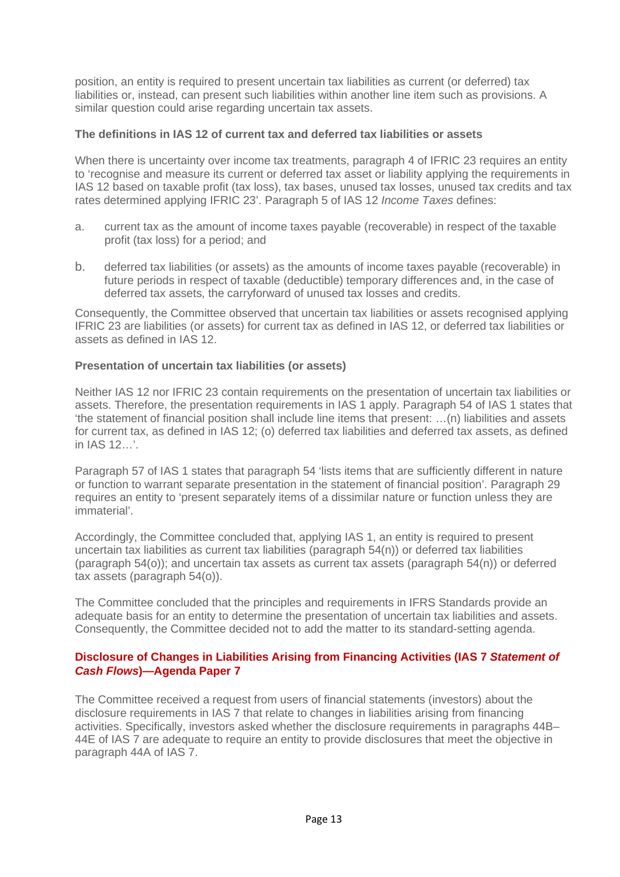position, an entity is required to present uncertain tax liabilities as current (or deferred) tax liabilities or, instead, can present such liabilities within another line item such as provisions. A similar question could arise regarding uncertain tax assets.

**The definitions in IAS 12 of current tax and deferred tax liabilities or assets**

When there is uncertainty over income tax treatments, paragraph 4 of IFRIC 23 requires an entity to 'recognise and measure its current or deferred tax asset or liability applying the requirements in IAS 12 based on taxable profit (tax loss), tax bases, unused tax losses, unused tax credits and tax rates determined applying IFRIC 23'. Paragraph 5 of IAS 12 *Income Taxes* defines:

a. current tax as the amount of income taxes payable (recoverable) in respect of the taxable profit (tax loss) for a period; and

b. deferred tax liabilities (or assets) as the amounts of income taxes payable (recoverable) in future periods in respect of taxable (deductible) temporary differences and, in the case of deferred tax assets, the carryforward of unused tax losses and credits.

Consequently, the Committee observed that uncertain tax liabilities or assets recognised applying IFRIC 23 are liabilities (or assets) for current tax as defined in IAS 12, or deferred tax liabilities or assets as defined in IAS 12.

**Presentation of uncertain tax liabilities (or assets)**

Neither IAS 12 nor IFRIC 23 contain requirements on the presentation of uncertain tax liabilities or assets. Therefore, the presentation requirements in IAS 1 apply. Paragraph 54 of IAS 1 states that 'the statement of financial position shall include line items that present: …(n) liabilities and assets for current tax, as defined in IAS 12; (o) deferred tax liabilities and deferred tax assets, as defined in IAS 12…'.

Paragraph 57 of IAS 1 states that paragraph 54 'lists items that are sufficiently different in nature or function to warrant separate presentation in the statement of financial position'. Paragraph 29 requires an entity to 'present separately items of a dissimilar nature or function unless they are immaterial'.

Accordingly, the Committee concluded that, applying IAS 1, an entity is required to present uncertain tax liabilities as current tax liabilities (paragraph 54(n)) or deferred tax liabilities (paragraph 54(o)); and uncertain tax assets as current tax assets (paragraph 54(n)) or deferred tax assets (paragraph 54(o)).

The Committee concluded that the principles and requirements in IFRS Standards provide an adequate basis for an entity to determine the presentation of uncertain tax liabilities and assets. Consequently, the Committee decided not to add the matter to its standard-setting agenda.

**Disclosure of Changes in Liabilities Arising from Financing Activities (IAS 7 *Statement of Cash Flows*)—Agenda Paper 7**

The Committee received a request from users of financial statements (investors) about the disclosure requirements in IAS 7 that relate to changes in liabilities arising from financing activities. Specifically, investors asked whether the disclosure requirements in paragraphs 44B–44E of IAS 7 are adequate to require an entity to provide disclosures that meet the objective in paragraph 44A of IAS 7.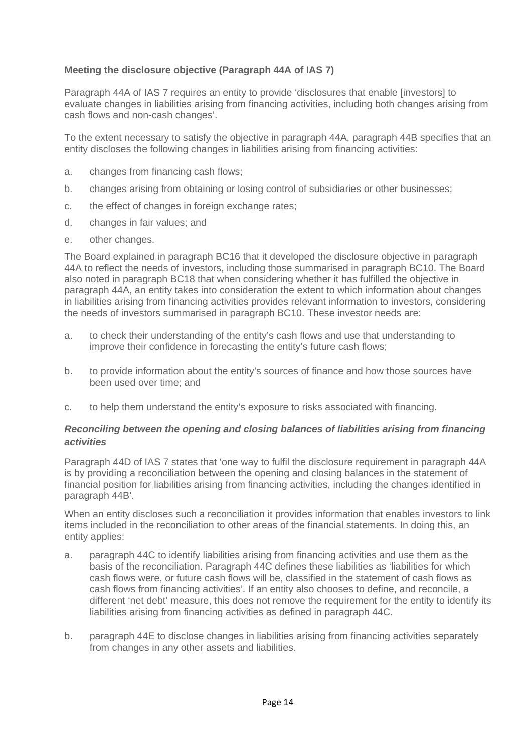**Meeting the disclosure objective (Paragraph 44A of IAS 7)**

Paragraph 44A of IAS 7 requires an entity to provide 'disclosures that enable [investors] to evaluate changes in liabilities arising from financing activities, including both changes arising from cash flows and non-cash changes'.

To the extent necessary to satisfy the objective in paragraph 44A, paragraph 44B specifies that an entity discloses the following changes in liabilities arising from financing activities:

a. changes from financing cash flows;

b. changes arising from obtaining or losing control of subsidiaries or other businesses;

c. the effect of changes in foreign exchange rates;

d. changes in fair values; and

e. other changes.

The Board explained in paragraph BC16 that it developed the disclosure objective in paragraph 44A to reflect the needs of investors, including those summarised in paragraph BC10. The Board also noted in paragraph BC18 that when considering whether it has fulfilled the objective in paragraph 44A, an entity takes into consideration the extent to which information about changes in liabilities arising from financing activities provides relevant information to investors, considering the needs of investors summarised in paragraph BC10. These investor needs are:

a. to check their understanding of the entity's cash flows and use that understanding to improve their confidence in forecasting the entity's future cash flows;

b. to provide information about the entity's sources of finance and how those sources have been used over time; and

c. to help them understand the entity's exposure to risks associated with financing.

***Reconciling between the opening and closing balances of liabilities arising from financing activities***

Paragraph 44D of IAS 7 states that 'one way to fulfil the disclosure requirement in paragraph 44A is by providing a reconciliation between the opening and closing balances in the statement of financial position for liabilities arising from financing activities, including the changes identified in paragraph 44B'.

When an entity discloses such a reconciliation it provides information that enables investors to link items included in the reconciliation to other areas of the financial statements. In doing this, an entity applies:

a. paragraph 44C to identify liabilities arising from financing activities and use them as the basis of the reconciliation. Paragraph 44C defines these liabilities as 'liabilities for which cash flows were, or future cash flows will be, classified in the statement of cash flows as cash flows from financing activities'. If an entity also chooses to define, and reconcile, a different 'net debt' measure, this does not remove the requirement for the entity to identify its liabilities arising from financing activities as defined in paragraph 44C.

b. paragraph 44E to disclose changes in liabilities arising from financing activities separately from changes in any other assets and liabilities.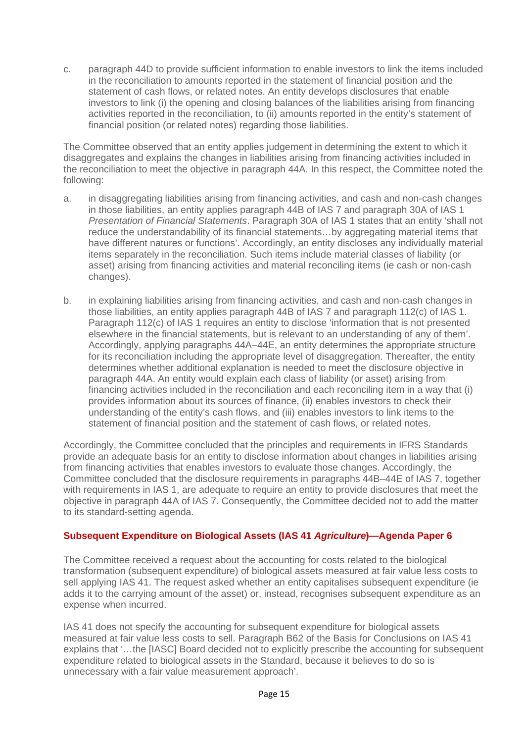c. paragraph 44D to provide sufficient information to enable investors to link the items included in the reconciliation to amounts reported in the statement of financial position and the statement of cash flows, or related notes. An entity develops disclosures that enable investors to link (i) the opening and closing balances of the liabilities arising from financing activities reported in the reconciliation, to (ii) amounts reported in the entity's statement of financial position (or related notes) regarding those liabilities.

The Committee observed that an entity applies judgement in determining the extent to which it disaggregates and explains the changes in liabilities arising from financing activities included in the reconciliation to meet the objective in paragraph 44A. In this respect, the Committee noted the following:

a. in disaggregating liabilities arising from financing activities, and cash and non-cash changes in those liabilities, an entity applies paragraph 44B of IAS 7 and paragraph 30A of IAS 1 *Presentation of Financial Statements*. Paragraph 30A of IAS 1 states that an entity 'shall not reduce the understandability of its financial statements…by aggregating material items that have different natures or functions'. Accordingly, an entity discloses any individually material items separately in the reconciliation. Such items include material classes of liability (or asset) arising from financing activities and material reconciling items (ie cash or non-cash changes).

b. in explaining liabilities arising from financing activities, and cash and non-cash changes in those liabilities, an entity applies paragraph 44B of IAS 7 and paragraph 112(c) of IAS 1. Paragraph 112(c) of IAS 1 requires an entity to disclose 'information that is not presented elsewhere in the financial statements, but is relevant to an understanding of any of them'. Accordingly, applying paragraphs 44A–44E, an entity determines the appropriate structure for its reconciliation including the appropriate level of disaggregation. Thereafter, the entity determines whether additional explanation is needed to meet the disclosure objective in paragraph 44A. An entity would explain each class of liability (or asset) arising from financing activities included in the reconciliation and each reconciling item in a way that (i) provides information about its sources of finance, (ii) enables investors to check their understanding of the entity's cash flows, and (iii) enables investors to link items to the statement of financial position and the statement of cash flows, or related notes.

Accordingly, the Committee concluded that the principles and requirements in IFRS Standards provide an adequate basis for an entity to disclose information about changes in liabilities arising from financing activities that enables investors to evaluate those changes. Accordingly, the Committee concluded that the disclosure requirements in paragraphs 44B–44E of IAS 7, together with requirements in IAS 1, are adequate to require an entity to provide disclosures that meet the objective in paragraph 44A of IAS 7. Consequently, the Committee decided not to add the matter to its standard-setting agenda.

## Subsequent Expenditure on Biological Assets (IAS 41 *Agriculture*)—Agenda Paper 6

The Committee received a request about the accounting for costs related to the biological transformation (subsequent expenditure) of biological assets measured at fair value less costs to sell applying IAS 41. The request asked whether an entity capitalises subsequent expenditure (ie adds it to the carrying amount of the asset) or, instead, recognises subsequent expenditure as an expense when incurred.

IAS 41 does not specify the accounting for subsequent expenditure for biological assets measured at fair value less costs to sell. Paragraph B62 of the Basis for Conclusions on IAS 41 explains that '…the [IASC] Board decided not to explicitly prescribe the accounting for subsequent expenditure related to biological assets in the Standard, because it believes to do so is unnecessary with a fair value measurement approach'.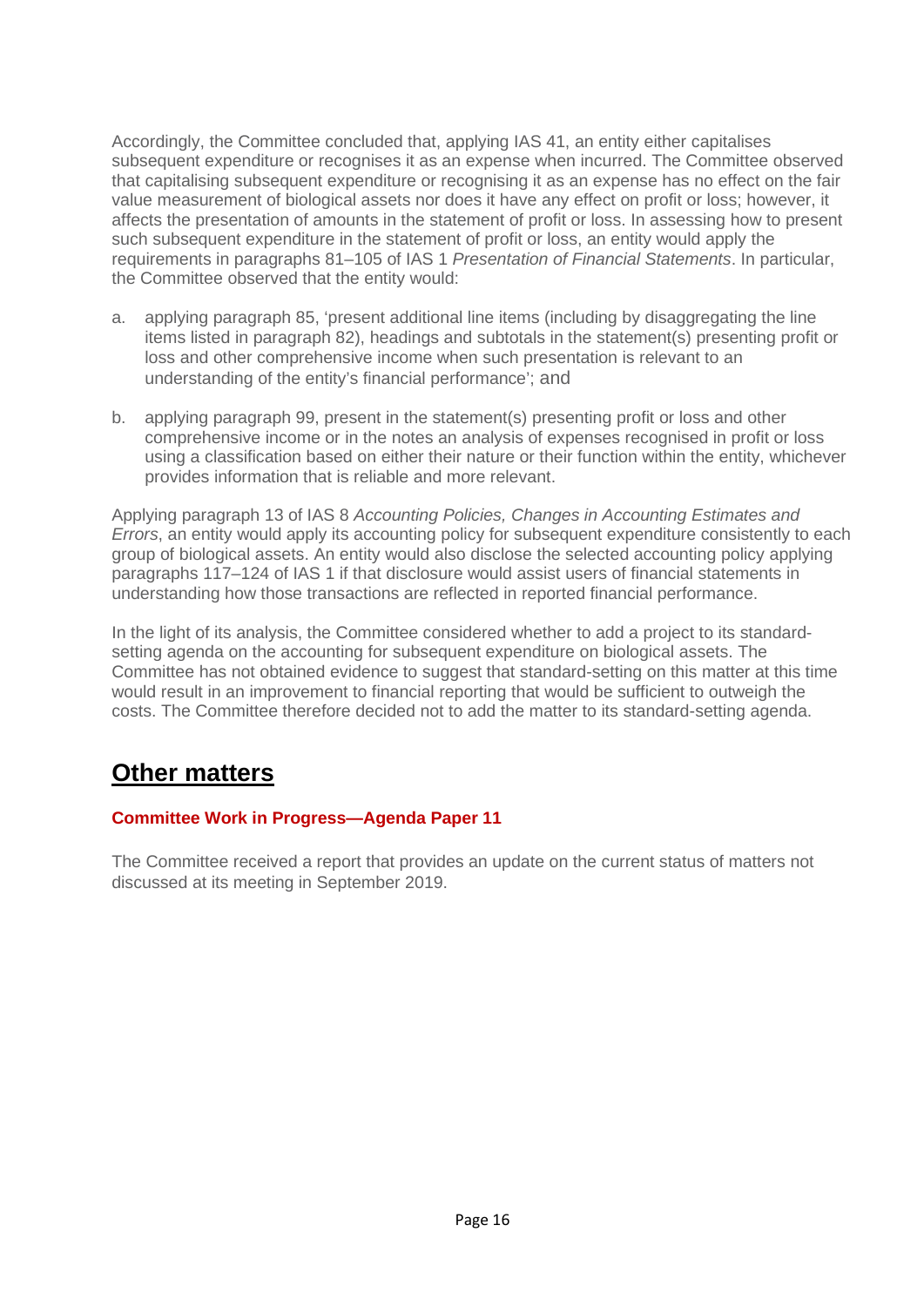Accordingly, the Committee concluded that, applying IAS 41, an entity either capitalises subsequent expenditure or recognises it as an expense when incurred. The Committee observed that capitalising subsequent expenditure or recognising it as an expense has no effect on the fair value measurement of biological assets nor does it have any effect on profit or loss; however, it affects the presentation of amounts in the statement of profit or loss. In assessing how to present such subsequent expenditure in the statement of profit or loss, an entity would apply the requirements in paragraphs 81–105 of IAS 1 *Presentation of Financial Statements*. In particular, the Committee observed that the entity would:

a. applying paragraph 85, 'present additional line items (including by disaggregating the line items listed in paragraph 82), headings and subtotals in the statement(s) presenting profit or loss and other comprehensive income when such presentation is relevant to an understanding of the entity's financial performance'; and

b. applying paragraph 99, present in the statement(s) presenting profit or loss and other comprehensive income or in the notes an analysis of expenses recognised in profit or loss using a classification based on either their nature or their function within the entity, whichever provides information that is reliable and more relevant.

Applying paragraph 13 of IAS 8 *Accounting Policies, Changes in Accounting Estimates and Errors*, an entity would apply its accounting policy for subsequent expenditure consistently to each group of biological assets. An entity would also disclose the selected accounting policy applying paragraphs 117–124 of IAS 1 if that disclosure would assist users of financial statements in understanding how those transactions are reflected in reported financial performance.

In the light of its analysis, the Committee considered whether to add a project to its standard-setting agenda on the accounting for subsequent expenditure on biological assets. The Committee has not obtained evidence to suggest that standard-setting on this matter at this time would result in an improvement to financial reporting that would be sufficient to outweigh the costs. The Committee therefore decided not to add the matter to its standard-setting agenda.

## Other matters

### Committee Work in Progress—Agenda Paper 11

The Committee received a report that provides an update on the current status of matters not discussed at its meeting in September 2019.